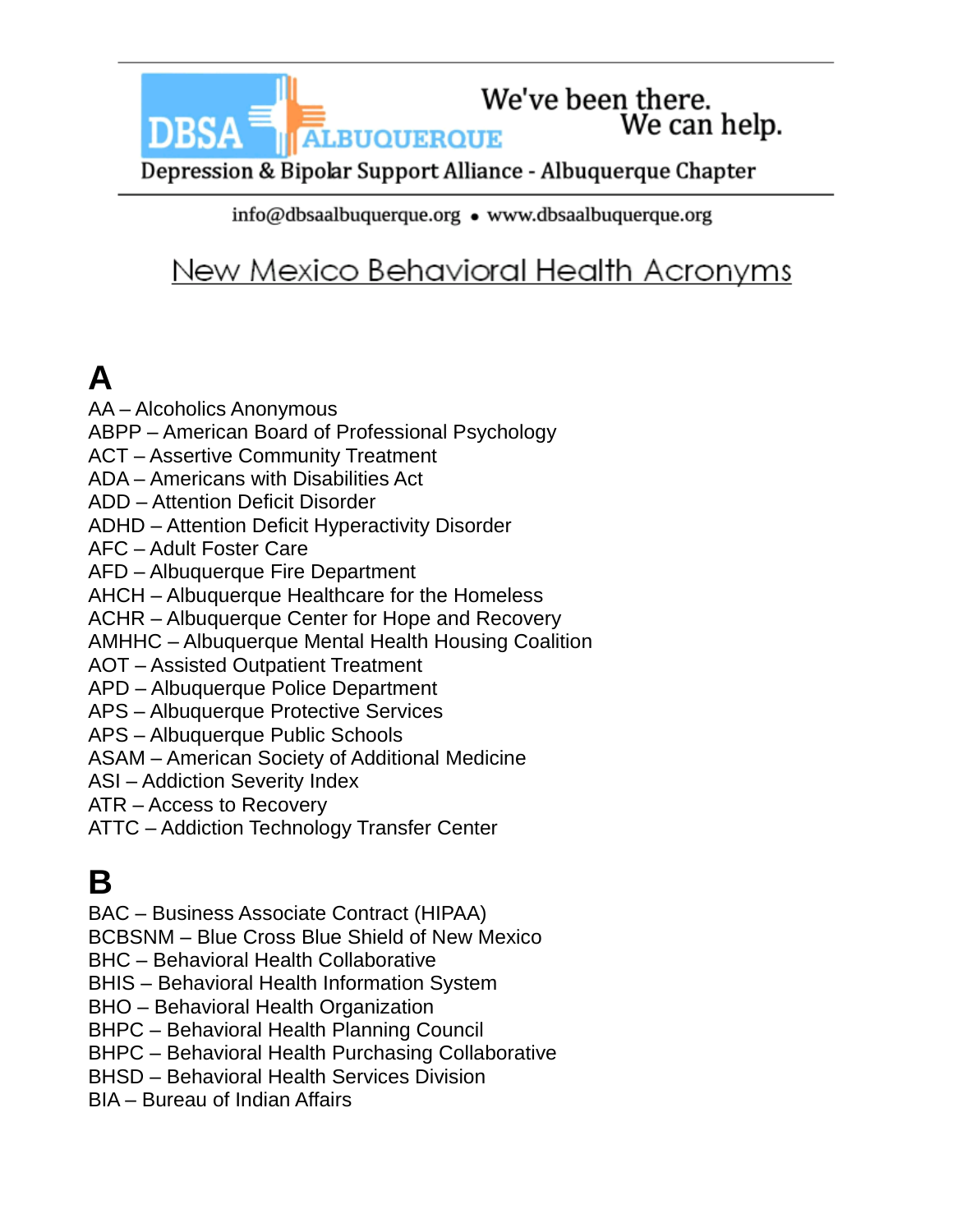DBSA ALBUQUERQUE

We've been there. We can help.

Depression & Bipolar Support Alliance - Albuquerque Chapter

info@dbsaalbuquerque.org • www.dbsaalbuquerque.org

# New Mexico Behavioral Health Acronyms

## A

AA – Alcoholics Anonymous
ABPP – American Board of Professional Psychology
ACT – Assertive Community Treatment
ADA – Americans with Disabilities Act
ADD – Attention Deficit Disorder
ADHD – Attention Deficit Hyperactivity Disorder
AFC – Adult Foster Care
AFD – Albuquerque Fire Department
AHCH – Albuquerque Healthcare for the Homeless
ACHR – Albuquerque Center for Hope and Recovery
AMHHC – Albuquerque Mental Health Housing Coalition
AOT – Assisted Outpatient Treatment
APD – Albuquerque Police Department
APS – Albuquerque Protective Services
APS – Albuquerque Public Schools
ASAM – American Society of Additional Medicine
ASI – Addiction Severity Index
ATR – Access to Recovery
ATTC – Addiction Technology Transfer Center

## B

BAC – Business Associate Contract (HIPAA)
BCBSNM – Blue Cross Blue Shield of New Mexico
BHC – Behavioral Health Collaborative
BHIS – Behavioral Health Information System
BHO – Behavioral Health Organization
BHPC – Behavioral Health Planning Council
BHPC – Behavioral Health Purchasing Collaborative
BHSD – Behavioral Health Services Division
BIA – Bureau of Indian Affairs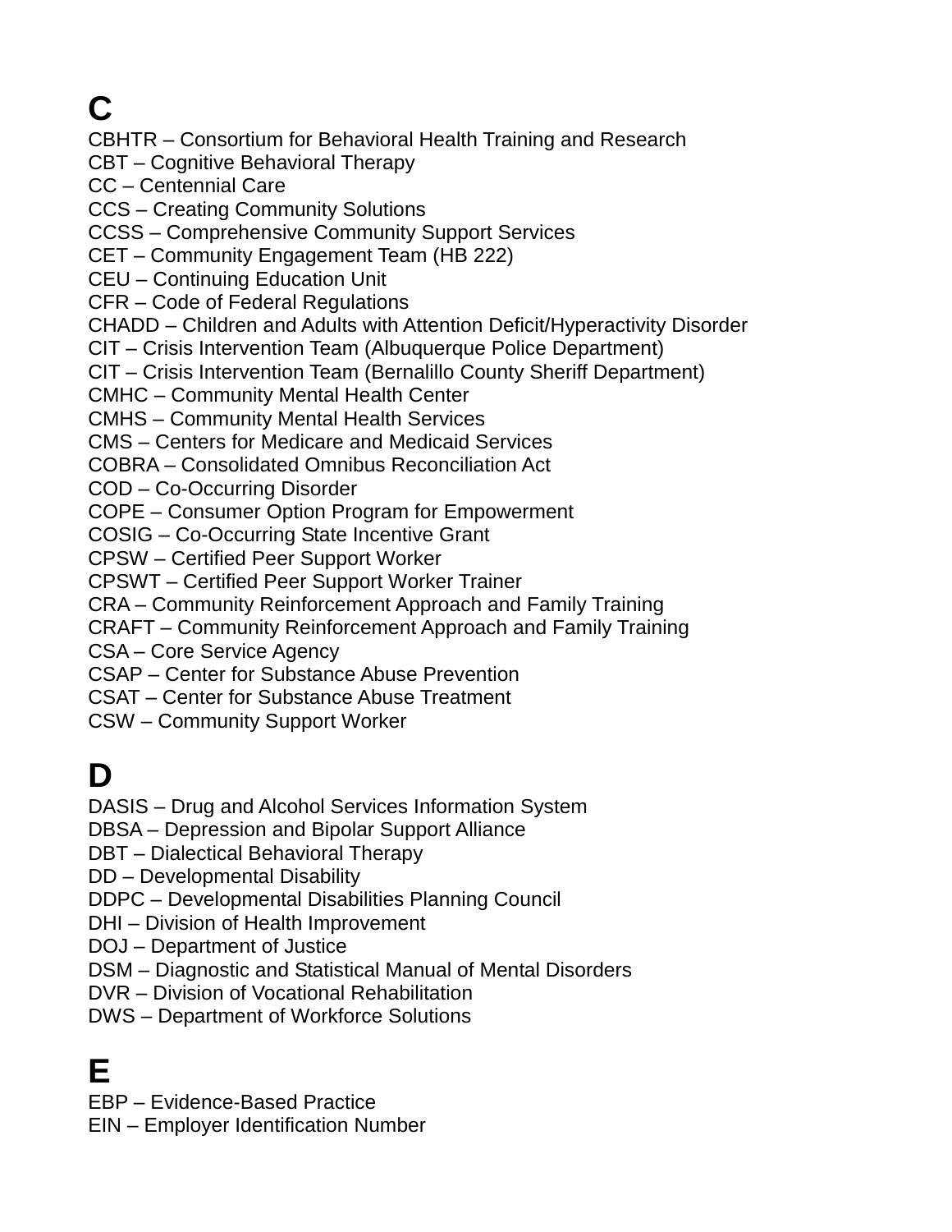# C

CBHTR – Consortium for Behavioral Health Training and Research
CBT – Cognitive Behavioral Therapy
CC – Centennial Care
CCS – Creating Community Solutions
CCSS – Comprehensive Community Support Services
CET – Community Engagement Team (HB 222)
CEU – Continuing Education Unit
CFR – Code of Federal Regulations
CHADD – Children and Adults with Attention Deficit/Hyperactivity Disorder
CIT – Crisis Intervention Team (Albuquerque Police Department)
CIT – Crisis Intervention Team (Bernalillo County Sheriff Department)
CMHC – Community Mental Health Center
CMHS – Community Mental Health Services
CMS – Centers for Medicare and Medicaid Services
COBRA – Consolidated Omnibus Reconciliation Act
COD – Co-Occurring Disorder
COPE – Consumer Option Program for Empowerment
COSIG – Co-Occurring State Incentive Grant
CPSW – Certified Peer Support Worker
CPSWT – Certified Peer Support Worker Trainer
CRA – Community Reinforcement Approach and Family Training
CRAFT – Community Reinforcement Approach and Family Training
CSA – Core Service Agency
CSAP – Center for Substance Abuse Prevention
CSAT – Center for Substance Abuse Treatment
CSW – Community Support Worker

# D

DASIS – Drug and Alcohol Services Information System
DBSA – Depression and Bipolar Support Alliance
DBT – Dialectical Behavioral Therapy
DD – Developmental Disability
DDPC – Developmental Disabilities Planning Council
DHI – Division of Health Improvement
DOJ – Department of Justice
DSM – Diagnostic and Statistical Manual of Mental Disorders
DVR – Division of Vocational Rehabilitation
DWS – Department of Workforce Solutions

# E

EBP – Evidence-Based Practice
EIN – Employer Identification Number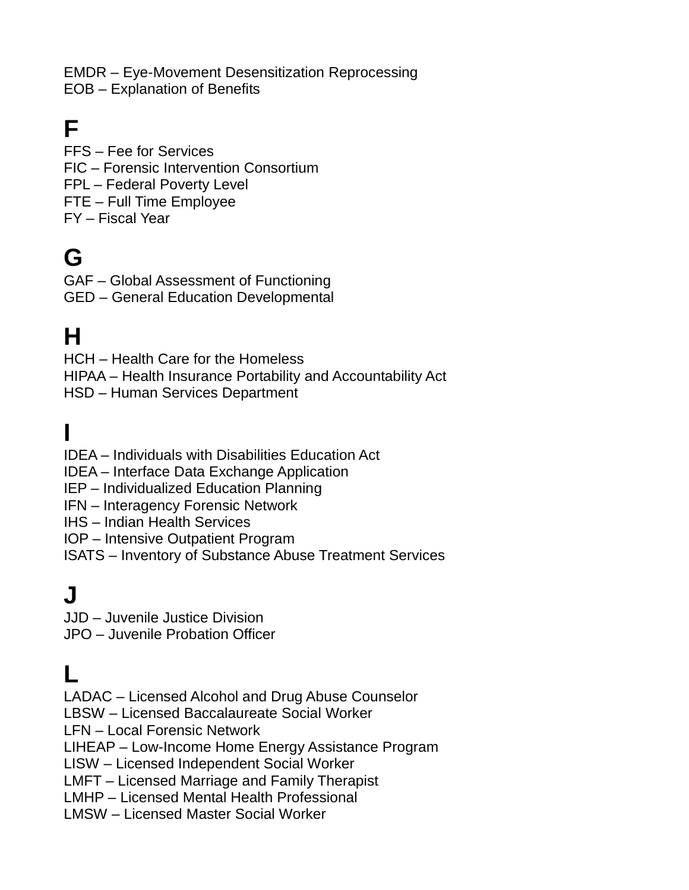EMDR – Eye-Movement Desensitization Reprocessing
EOB – Explanation of Benefits

# F

FFS – Fee for Services
FIC – Forensic Intervention Consortium
FPL – Federal Poverty Level
FTE – Full Time Employee
FY – Fiscal Year

# G

GAF – Global Assessment of Functioning
GED – General Education Developmental

# H

HCH – Health Care for the Homeless
HIPAA – Health Insurance Portability and Accountability Act
HSD – Human Services Department

# I

IDEA – Individuals with Disabilities Education Act
IDEA – Interface Data Exchange Application
IEP – Individualized Education Planning
IFN – Interagency Forensic Network
IHS – Indian Health Services
IOP – Intensive Outpatient Program
ISATS – Inventory of Substance Abuse Treatment Services

# J

JJD – Juvenile Justice Division
JPO – Juvenile Probation Officer

# L

LADAC – Licensed Alcohol and Drug Abuse Counselor
LBSW – Licensed Baccalaureate Social Worker
LFN – Local Forensic Network
LIHEAP – Low-Income Home Energy Assistance Program
LISW – Licensed Independent Social Worker
LMFT – Licensed Marriage and Family Therapist
LMHP – Licensed Mental Health Professional
LMSW – Licensed Master Social Worker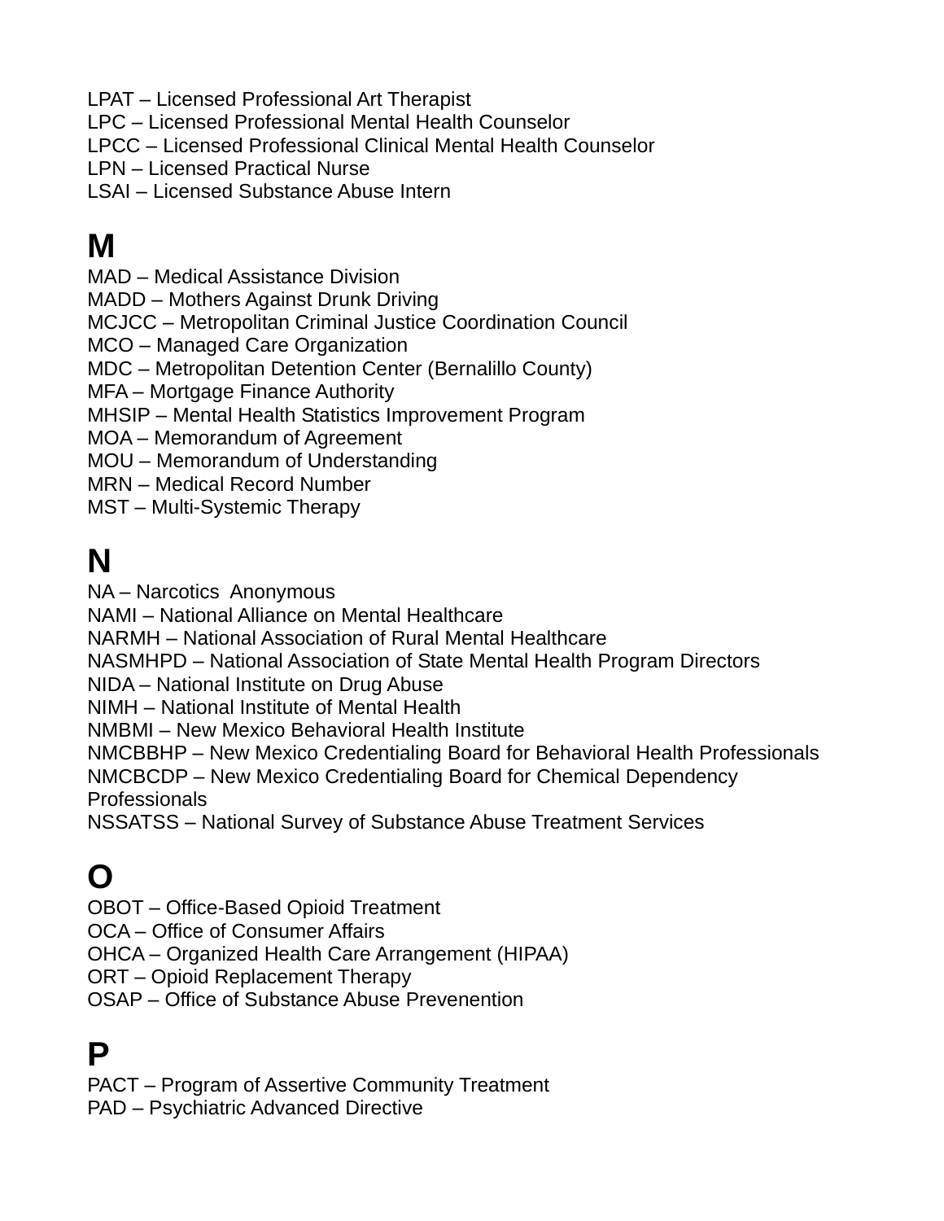LPAT – Licensed Professional Art Therapist
LPC – Licensed Professional Mental Health Counselor
LPCC – Licensed Professional Clinical Mental Health Counselor
LPN – Licensed Practical Nurse
LSAI – Licensed Substance Abuse Intern

# M

MAD – Medical Assistance Division
MADD – Mothers Against Drunk Driving
MCJCC – Metropolitan Criminal Justice Coordination Council
MCO – Managed Care Organization
MDC – Metropolitan Detention Center (Bernalillo County)
MFA – Mortgage Finance Authority
MHSIP – Mental Health Statistics Improvement Program
MOA – Memorandum of Agreement
MOU – Memorandum of Understanding
MRN – Medical Record Number
MST – Multi-Systemic Therapy

# N

NA – Narcotics Anonymous
NAMI – National Alliance on Mental Healthcare
NARMH – National Association of Rural Mental Healthcare
NASMHPD – National Association of State Mental Health Program Directors
NIDA – National Institute on Drug Abuse
NIMH – National Institute of Mental Health
NMBMI – New Mexico Behavioral Health Institute
NMCBBHP – New Mexico Credentialing Board for Behavioral Health Professionals
NMCBCDP – New Mexico Credentialing Board for Chemical Dependency Professionals
NSSATSS – National Survey of Substance Abuse Treatment Services

# O

OBOT – Office-Based Opioid Treatment
OCA – Office of Consumer Affairs
OHCA – Organized Health Care Arrangement (HIPAA)
ORT – Opioid Replacement Therapy
OSAP – Office of Substance Abuse Prevenention

# P

PACT – Program of Assertive Community Treatment
PAD – Psychiatric Advanced Directive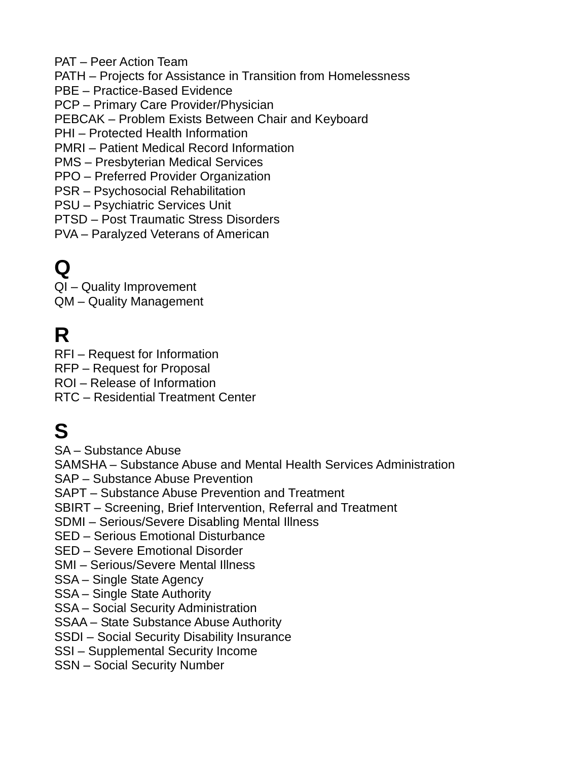PAT – Peer Action Team  
PATH – Projects for Assistance in Transition from Homelessness  
PBE – Practice-Based Evidence  
PCP – Primary Care Provider/Physician  
PEBCAK – Problem Exists Between Chair and Keyboard  
PHI – Protected Health Information  
PMRI – Patient Medical Record Information  
PMS – Presbyterian Medical Services  
PPO – Preferred Provider Organization  
PSR – Psychosocial Rehabilitation  
PSU – Psychiatric Services Unit  
PTSD – Post Traumatic Stress Disorders  
PVA – Paralyzed Veterans of American

# Q

QI – Quality Improvement  
QM – Quality Management

# R

RFI – Request for Information  
RFP – Request for Proposal  
ROI – Release of Information  
RTC – Residential Treatment Center

# S

SA – Substance Abuse  
SAMSHA – Substance Abuse and Mental Health Services Administration  
SAP – Substance Abuse Prevention  
SAPT – Substance Abuse Prevention and Treatment  
SBIRT – Screening, Brief Intervention, Referral and Treatment  
SDMI – Serious/Severe Disabling Mental Illness  
SED – Serious Emotional Disturbance  
SED – Severe Emotional Disorder  
SMI – Serious/Severe Mental Illness  
SSA – Single State Agency  
SSA – Single State Authority  
SSA – Social Security Administration  
SSAA – State Substance Abuse Authority  
SSDI – Social Security Disability Insurance  
SSI – Supplemental Security Income  
SSN – Social Security Number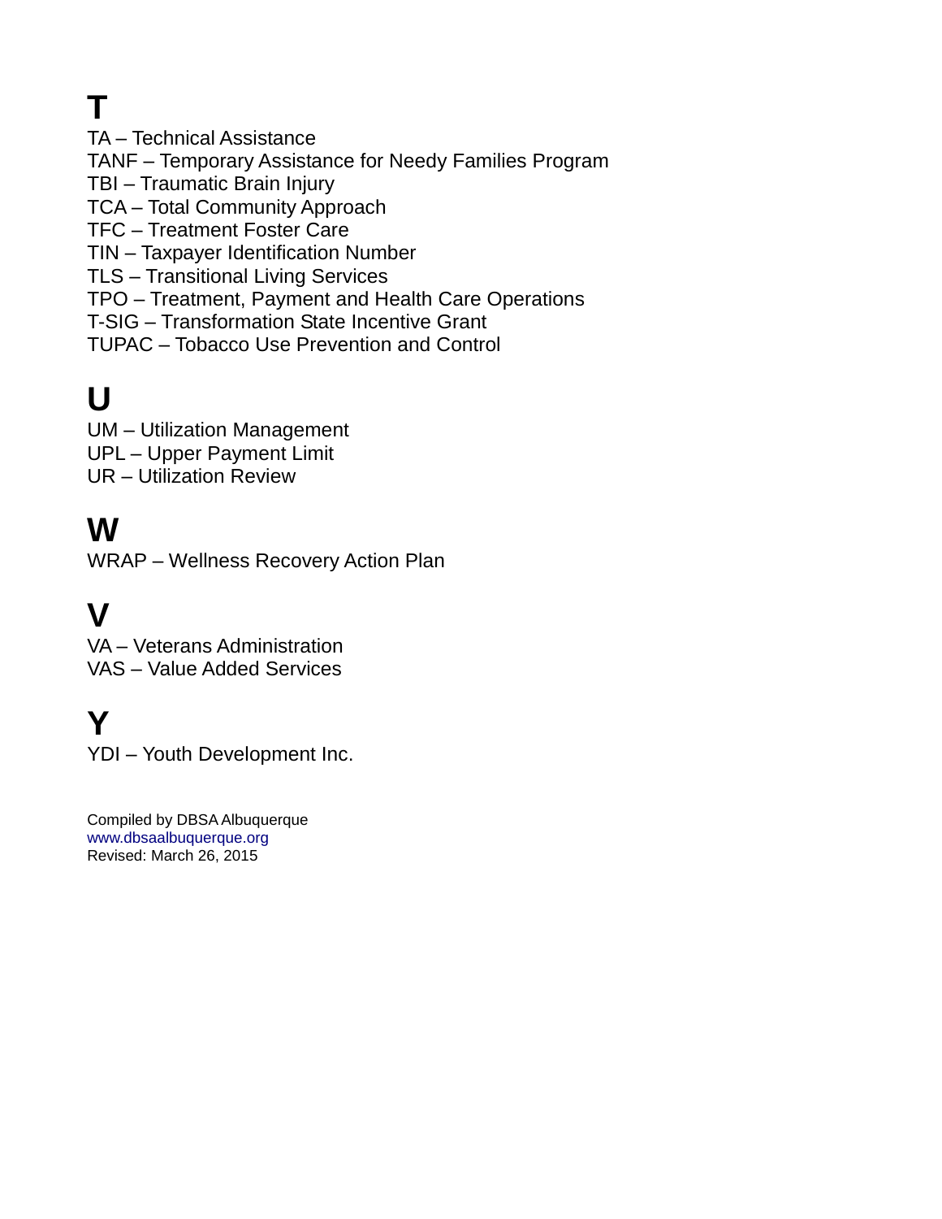# T

TA – Technical Assistance
TANF – Temporary Assistance for Needy Families Program
TBI – Traumatic Brain Injury
TCA – Total Community Approach
TFC – Treatment Foster Care
TIN – Taxpayer Identification Number
TLS – Transitional Living Services
TPO – Treatment, Payment and Health Care Operations
T-SIG – Transformation State Incentive Grant
TUPAC – Tobacco Use Prevention and Control

# U

UM – Utilization Management
UPL – Upper Payment Limit
UR – Utilization Review

# W

WRAP – Wellness Recovery Action Plan

# V

VA – Veterans Administration
VAS – Value Added Services

# Y

YDI – Youth Development Inc.

Compiled by DBSA Albuquerque
www.dbsaalbuquerque.org
Revised: March 26, 2015